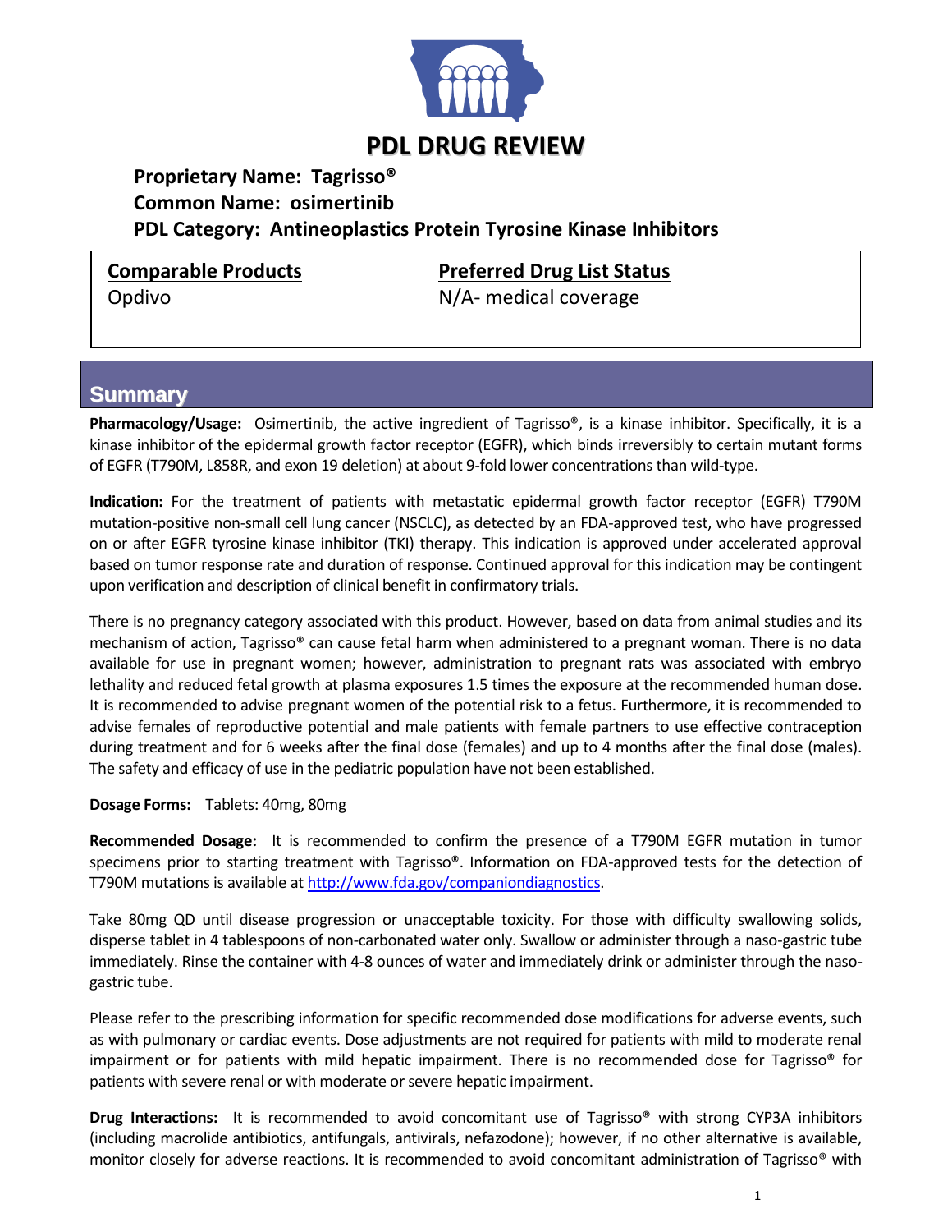# PDL DRUG REVIEW

**Proprietary Name: Tagrisso®**
**Common Name: osimertinib**
**PDL Category: Antineoplastics Protein Tyrosine Kinase Inhibitors**

| Comparable Products | Preferred Drug List Status |
|---|---|
| Opdivo | N/A- medical coverage |

## Summary

**Pharmacology/Usage:** Osimertinib, the active ingredient of Tagrisso®, is a kinase inhibitor. Specifically, it is a kinase inhibitor of the epidermal growth factor receptor (EGFR), which binds irreversibly to certain mutant forms of EGFR (T790M, L858R, and exon 19 deletion) at about 9-fold lower concentrations than wild-type.

**Indication:** For the treatment of patients with metastatic epidermal growth factor receptor (EGFR) T790M mutation-positive non-small cell lung cancer (NSCLC), as detected by an FDA-approved test, who have progressed on or after EGFR tyrosine kinase inhibitor (TKI) therapy. This indication is approved under accelerated approval based on tumor response rate and duration of response. Continued approval for this indication may be contingent upon verification and description of clinical benefit in confirmatory trials.

There is no pregnancy category associated with this product. However, based on data from animal studies and its mechanism of action, Tagrisso® can cause fetal harm when administered to a pregnant woman. There is no data available for use in pregnant women; however, administration to pregnant rats was associated with embryo lethality and reduced fetal growth at plasma exposures 1.5 times the exposure at the recommended human dose. It is recommended to advise pregnant women of the potential risk to a fetus. Furthermore, it is recommended to advise females of reproductive potential and male patients with female partners to use effective contraception during treatment and for 6 weeks after the final dose (females) and up to 4 months after the final dose (males). The safety and efficacy of use in the pediatric population have not been established.

**Dosage Forms:** Tablets: 40mg, 80mg

**Recommended Dosage:** It is recommended to confirm the presence of a T790M EGFR mutation in tumor specimens prior to starting treatment with Tagrisso®. Information on FDA-approved tests for the detection of T790M mutations is available at http://www.fda.gov/companiondiagnostics.

Take 80mg QD until disease progression or unacceptable toxicity. For those with difficulty swallowing solids, disperse tablet in 4 tablespoons of non-carbonated water only. Swallow or administer through a naso-gastric tube immediately. Rinse the container with 4-8 ounces of water and immediately drink or administer through the naso-gastric tube.

Please refer to the prescribing information for specific recommended dose modifications for adverse events, such as with pulmonary or cardiac events. Dose adjustments are not required for patients with mild to moderate renal impairment or for patients with mild hepatic impairment. There is no recommended dose for Tagrisso® for patients with severe renal or with moderate or severe hepatic impairment.

**Drug Interactions:** It is recommended to avoid concomitant use of Tagrisso® with strong CYP3A inhibitors (including macrolide antibiotics, antifungals, antivirals, nefazodone); however, if no other alternative is available, monitor closely for adverse reactions. It is recommended to avoid concomitant administration of Tagrisso® with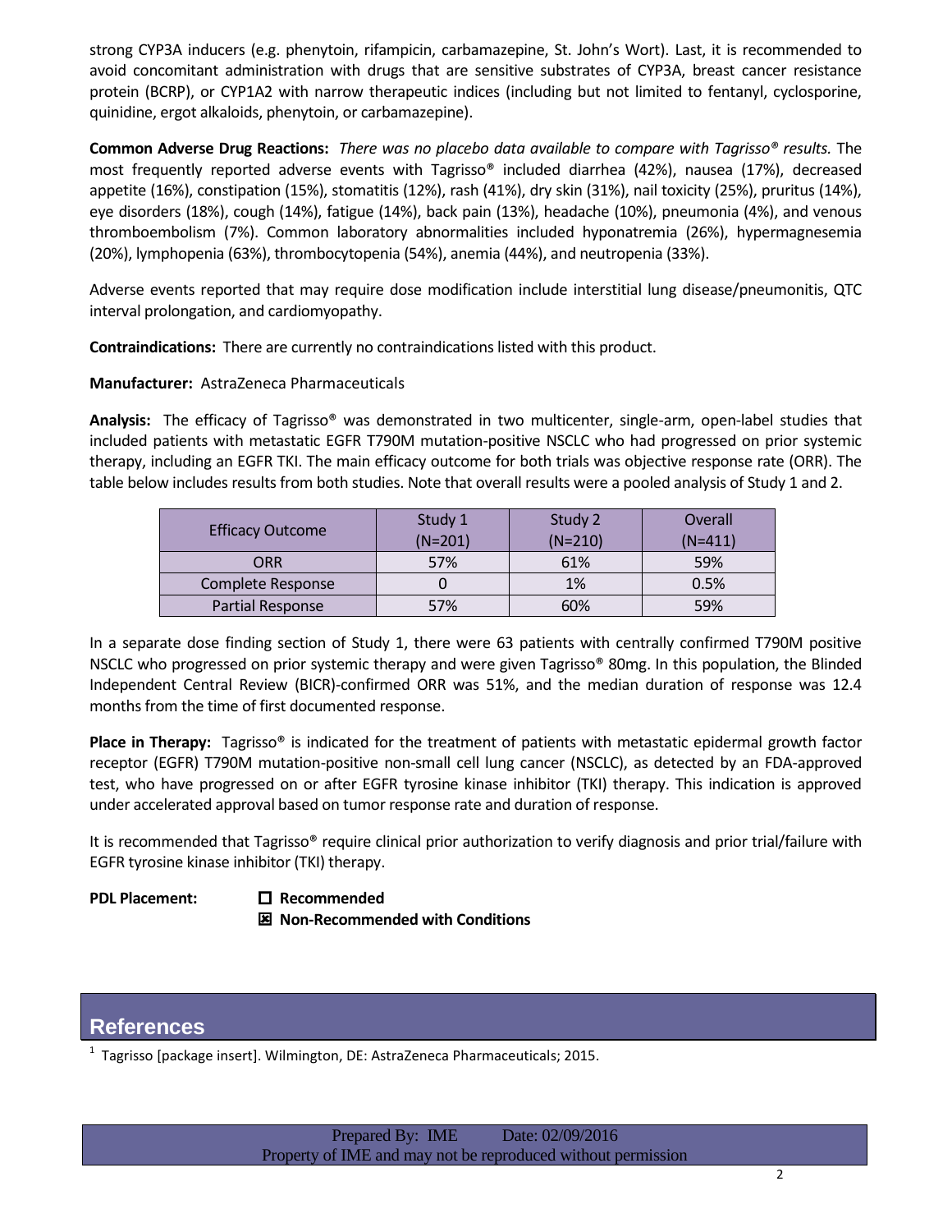strong CYP3A inducers (e.g. phenytoin, rifampicin, carbamazepine, St. John's Wort). Last, it is recommended to avoid concomitant administration with drugs that are sensitive substrates of CYP3A, breast cancer resistance protein (BCRP), or CYP1A2 with narrow therapeutic indices (including but not limited to fentanyl, cyclosporine, quinidine, ergot alkaloids, phenytoin, or carbamazepine).

**Common Adverse Drug Reactions:** *There was no placebo data available to compare with Tagrisso® results.* The most frequently reported adverse events with Tagrisso® included diarrhea (42%), nausea (17%), decreased appetite (16%), constipation (15%), stomatitis (12%), rash (41%), dry skin (31%), nail toxicity (25%), pruritus (14%), eye disorders (18%), cough (14%), fatigue (14%), back pain (13%), headache (10%), pneumonia (4%), and venous thromboembolism (7%). Common laboratory abnormalities included hyponatremia (26%), hypermagnesemia (20%), lymphopenia (63%), thrombocytopenia (54%), anemia (44%), and neutropenia (33%).

Adverse events reported that may require dose modification include interstitial lung disease/pneumonitis, QTC interval prolongation, and cardiomyopathy.

**Contraindications:** There are currently no contraindications listed with this product.

**Manufacturer:** AstraZeneca Pharmaceuticals

**Analysis:** The efficacy of Tagrisso® was demonstrated in two multicenter, single-arm, open-label studies that included patients with metastatic EGFR T790M mutation-positive NSCLC who had progressed on prior systemic therapy, including an EGFR TKI. The main efficacy outcome for both trials was objective response rate (ORR). The table below includes results from both studies. Note that overall results were a pooled analysis of Study 1 and 2.

| Efficacy Outcome | Study 1 (N=201) | Study 2 (N=210) | Overall (N=411) |
|---|---|---|---|
| ORR | 57% | 61% | 59% |
| Complete Response | 0 | 1% | 0.5% |
| Partial Response | 57% | 60% | 59% |

In a separate dose finding section of Study 1, there were 63 patients with centrally confirmed T790M positive NSCLC who progressed on prior systemic therapy and were given Tagrisso® 80mg. In this population, the Blinded Independent Central Review (BICR)-confirmed ORR was 51%, and the median duration of response was 12.4 months from the time of first documented response.

**Place in Therapy:** Tagrisso® is indicated for the treatment of patients with metastatic epidermal growth factor receptor (EGFR) T790M mutation-positive non-small cell lung cancer (NSCLC), as detected by an FDA-approved test, who have progressed on or after EGFR tyrosine kinase inhibitor (TKI) therapy. This indication is approved under accelerated approval based on tumor response rate and duration of response.

It is recommended that Tagrisso® require clinical prior authorization to verify diagnosis and prior trial/failure with EGFR tyrosine kinase inhibitor (TKI) therapy.

**PDL Placement:**
- ☐ **Recommended**
- ☒ **Non-Recommended with Conditions**

## References

[1] Tagrisso [package insert]. Wilmington, DE: AstraZeneca Pharmaceuticals; 2015.

Prepared By: IME Date: 02/09/2016
Property of IME and may not be reproduced without permission